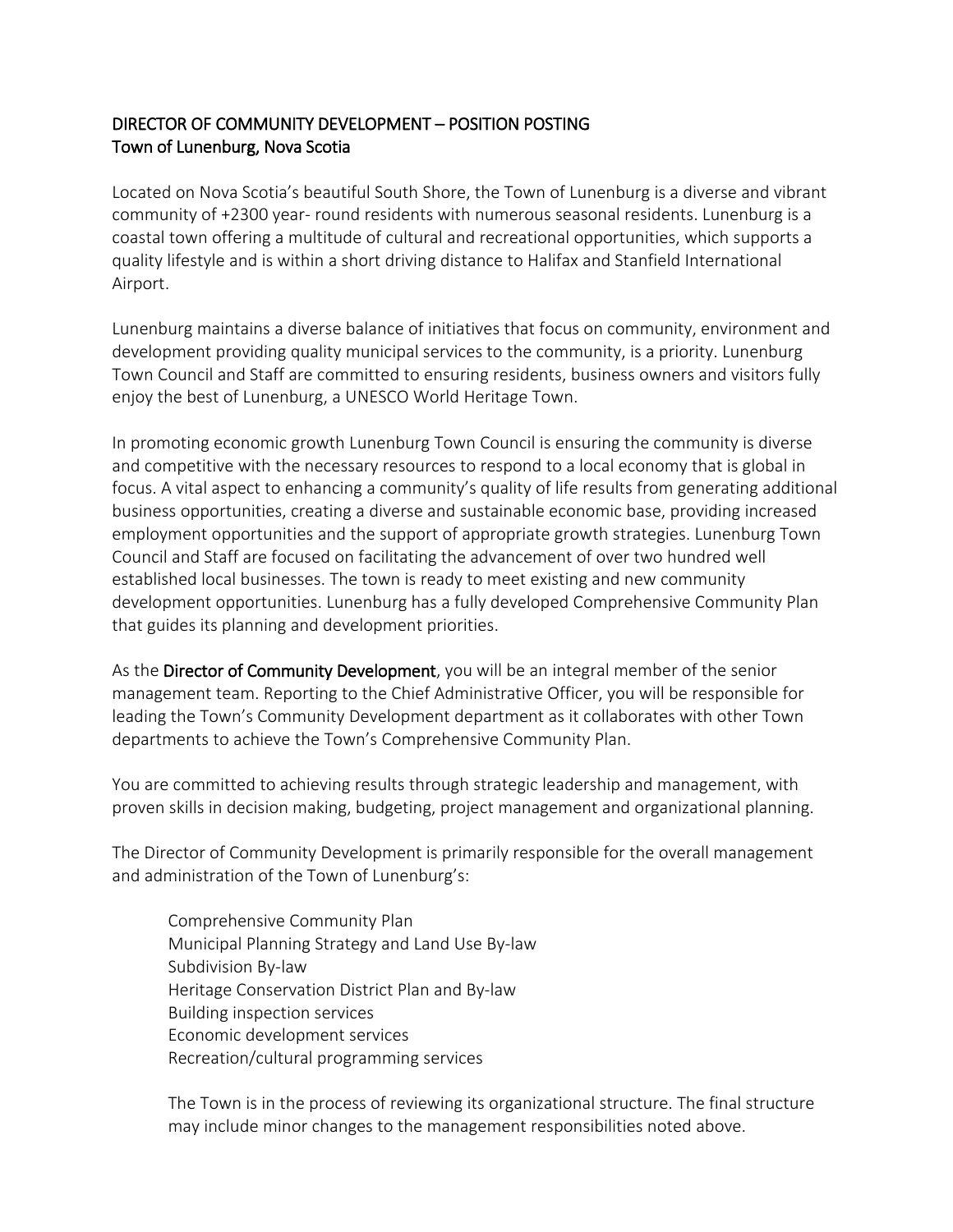# DIRECTOR OF COMMUNITY DEVELOPMENT – POSITION POSTING
## Town of Lunenburg, Nova Scotia

Located on Nova Scotia's beautiful South Shore, the Town of Lunenburg is a diverse and vibrant community of +2300 year- round residents with numerous seasonal residents. Lunenburg is a coastal town offering a multitude of cultural and recreational opportunities, which supports a quality lifestyle and is within a short driving distance to Halifax and Stanfield International Airport.

Lunenburg maintains a diverse balance of initiatives that focus on community, environment and development providing quality municipal services to the community, is a priority. Lunenburg Town Council and Staff are committed to ensuring residents, business owners and visitors fully enjoy the best of Lunenburg, a UNESCO World Heritage Town.

In promoting economic growth Lunenburg Town Council is ensuring the community is diverse and competitive with the necessary resources to respond to a local economy that is global in focus. A vital aspect to enhancing a community's quality of life results from generating additional business opportunities, creating a diverse and sustainable economic base, providing increased employment opportunities and the support of appropriate growth strategies. Lunenburg Town Council and Staff are focused on facilitating the advancement of over two hundred well established local businesses. The town is ready to meet existing and new community development opportunities. Lunenburg has a fully developed Comprehensive Community Plan that guides its planning and development priorities.

As the **Director of Community Development**, you will be an integral member of the senior management team. Reporting to the Chief Administrative Officer, you will be responsible for leading the Town's Community Development department as it collaborates with other Town departments to achieve the Town's Comprehensive Community Plan.

You are committed to achieving results through strategic leadership and management, with proven skills in decision making, budgeting, project management and organizational planning.

The Director of Community Development is primarily responsible for the overall management and administration of the Town of Lunenburg's:

- Comprehensive Community Plan
- Municipal Planning Strategy and Land Use By-law
- Subdivision By-law
- Heritage Conservation District Plan and By-law
- Building inspection services
- Economic development services
- Recreation/cultural programming services

The Town is in the process of reviewing its organizational structure. The final structure may include minor changes to the management responsibilities noted above.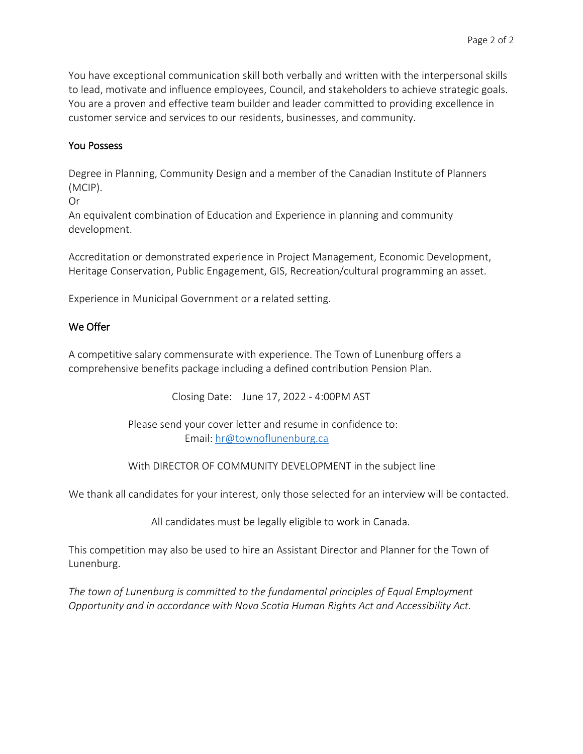You have exceptional communication skill both verbally and written with the interpersonal skills to lead, motivate and influence employees, Council, and stakeholders to achieve strategic goals. You are a proven and effective team builder and leader committed to providing excellence in customer service and services to our residents, businesses, and community.

## You Possess

Degree in Planning, Community Design and a member of the Canadian Institute of Planners (MCIP).
Or
An equivalent combination of Education and Experience in planning and community development.

Accreditation or demonstrated experience in Project Management, Economic Development, Heritage Conservation, Public Engagement, GIS, Recreation/cultural programming an asset.

Experience in Municipal Government or a related setting.

## We Offer

A competitive salary commensurate with experience. The Town of Lunenburg offers a comprehensive benefits package including a defined contribution Pension Plan.

Closing Date: June 17, 2022 - 4:00PM AST

Please send your cover letter and resume in confidence to:
Email: hr@townoflunenburg.ca

With DIRECTOR OF COMMUNITY DEVELOPMENT in the subject line

We thank all candidates for your interest, only those selected for an interview will be contacted.

All candidates must be legally eligible to work in Canada.

This competition may also be used to hire an Assistant Director and Planner for the Town of Lunenburg.

*The town of Lunenburg is committed to the fundamental principles of Equal Employment Opportunity and in accordance with Nova Scotia Human Rights Act and Accessibility Act.*